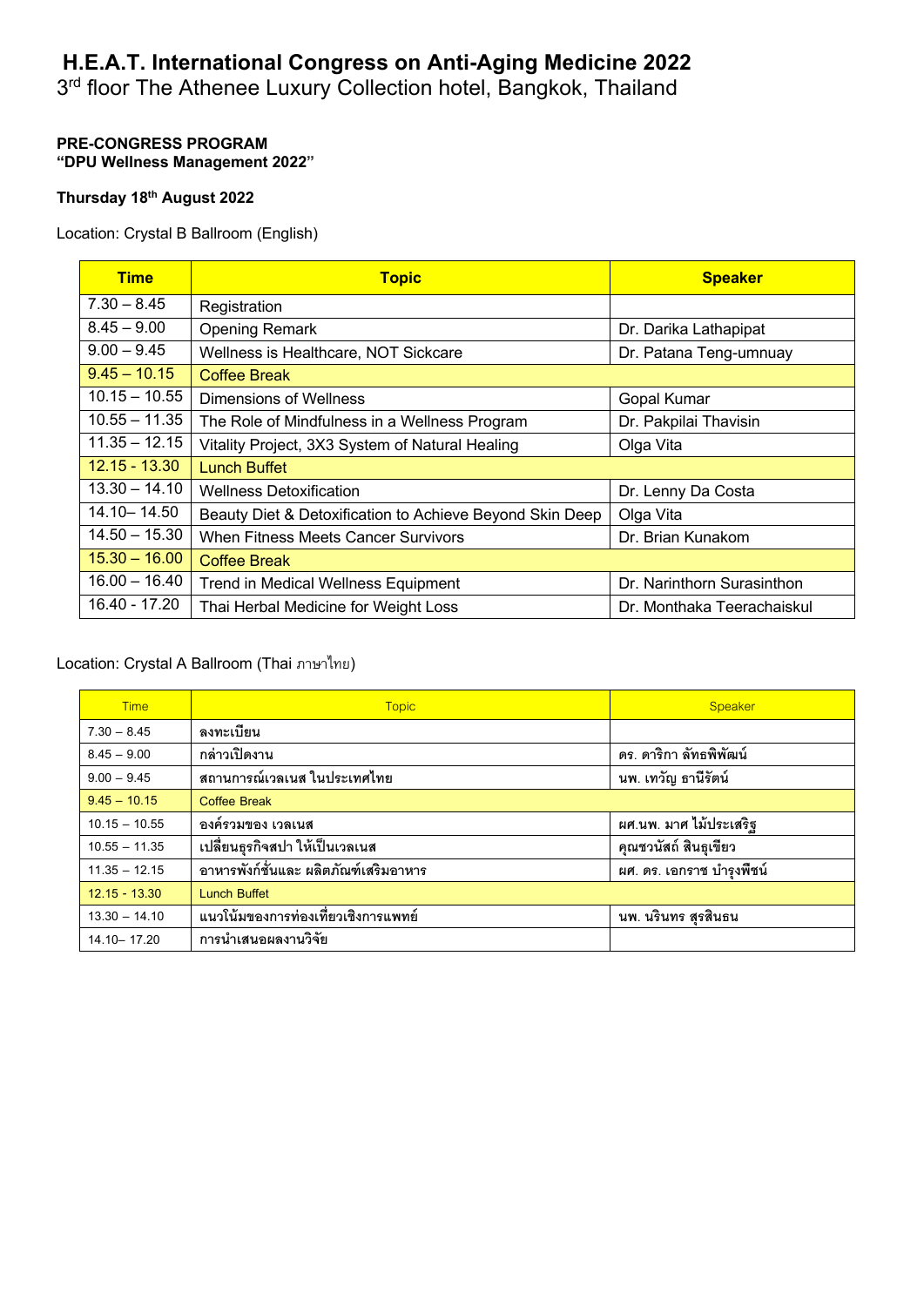# H.E.A.T. International Congress on Anti-Aging Medicine 2022

3rd floor The Athenee Luxury Collection hotel, Bangkok, Thailand

**PRE-CONGRESS PROGRAM**
**"DPU Wellness Management 2022"**

**Thursday 18th August 2022**

Location: Crystal B Ballroom (English)

| Time | Topic | Speaker |
|---|---|---|
| 7.30 – 8.45 | Registration | |
| 8.45 – 9.00 | Opening Remark | Dr. Darika Lathapipat |
| 9.00 – 9.45 | Wellness is Healthcare, NOT Sickcare | Dr. Patana Teng-umnuay |
| 9.45 – 10.15 | Coffee Break | |
| 10.15 – 10.55 | Dimensions of Wellness | Gopal Kumar |
| 10.55 – 11.35 | The Role of Mindfulness in a Wellness Program | Dr. Pakpilai Thavisin |
| 11.35 – 12.15 | Vitality Project, 3X3 System of Natural Healing | Olga Vita |
| 12.15 - 13.30 | Lunch Buffet | |
| 13.30 – 14.10 | Wellness Detoxification | Dr. Lenny Da Costa |
| 14.10– 14.50 | Beauty Diet & Detoxification to Achieve Beyond Skin Deep | Olga Vita |
| 14.50 – 15.30 | When Fitness Meets Cancer Survivors | Dr. Brian Kunakom |
| 15.30 – 16.00 | Coffee Break | |
| 16.00 – 16.40 | Trend in Medical Wellness Equipment | Dr. Narinthorn Surasinthon |
| 16.40 - 17.20 | Thai Herbal Medicine for Weight Loss | Dr. Monthaka Teerachaiskul |

Location: Crystal A Ballroom (Thai ภาษาไทย)

| Time | Topic | Speaker |
|---|---|---|
| 7.30 – 8.45 | ลงทะเบียน | |
| 8.45 – 9.00 | กล่าวเปิดงาน | ดร. ดาริกา ลัทธพิพัฒน์ |
| 9.00 – 9.45 | สถานการณ์เวลเนส ในประเทศไทย | นพ. เทวัญ ธานีรัตน์ |
| 9.45 – 10.15 | Coffee Break | |
| 10.15 – 10.55 | องค์รวมของ เวลเนส | ผศ.นพ. มาศ ไม้ประเสริฐ |
| 10.55 – 11.35 | เปลี่ยนธุรกิจสปา ให้เป็นเวลเนส | คุณชวนัสถ์ สินธุเขียว |
| 11.35 – 12.15 | อาหารพังก์ชั่นและ ผลิตภัณฑ์เสริมอาหาร | ผศ. ดร. เอกราช บำรุงพืชน์ |
| 12.15 - 13.30 | Lunch Buffet | |
| 13.30 – 14.10 | แนวโน้มของการท่องเที่ยวเชิงการแพทย์ | นพ. นรินทร สุรสินธน |
| 14.10– 17.20 | การนำเสนอผลงานวิจัย | |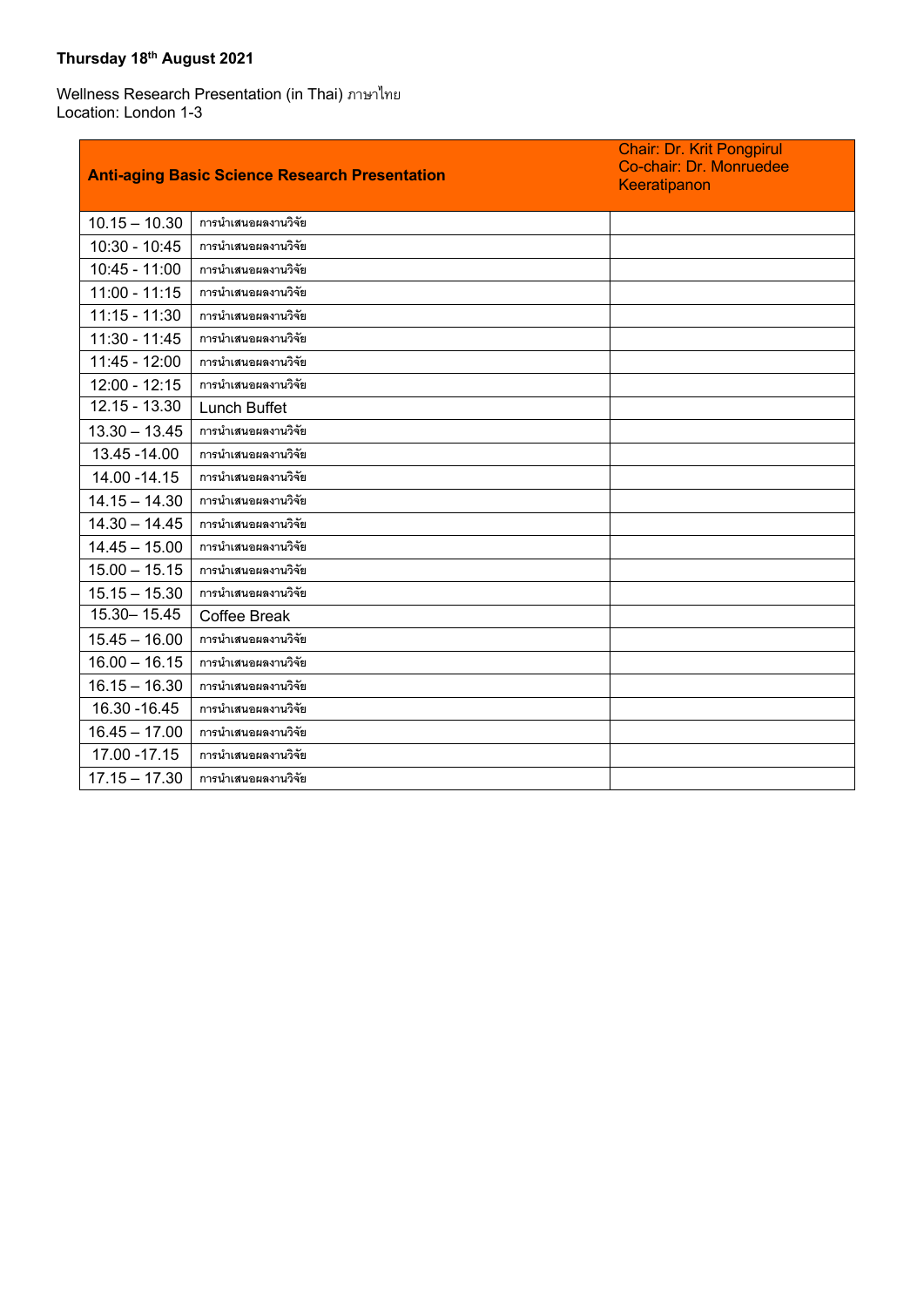**Thursday 18th August 2021**

Wellness Research Presentation (in Thai) ภาษาไทย
Location: London 1-3

| **Anti-aging Basic Science Research Presentation** | | Chair: Dr. Krit Pongpirul<br>Co-chair: Dr. Monruedee Keeratipanon |
|---|---|---|
| 10.15 – 10.30 | การนำเสนอผลงานวิจัย | |
| 10:30 - 10:45 | การนำเสนอผลงานวิจัย | |
| 10:45 - 11:00 | การนำเสนอผลงานวิจัย | |
| 11:00 - 11:15 | การนำเสนอผลงานวิจัย | |
| 11:15 - 11:30 | การนำเสนอผลงานวิจัย | |
| 11:30 - 11:45 | การนำเสนอผลงานวิจัย | |
| 11:45 - 12:00 | การนำเสนอผลงานวิจัย | |
| 12:00 - 12:15 | การนำเสนอผลงานวิจัย | |
| 12.15 - 13.30 | Lunch Buffet | |
| 13.30 – 13.45 | การนำเสนอผลงานวิจัย | |
| 13.45 -14.00 | การนำเสนอผลงานวิจัย | |
| 14.00 -14.15 | การนำเสนอผลงานวิจัย | |
| 14.15 – 14.30 | การนำเสนอผลงานวิจัย | |
| 14.30 – 14.45 | การนำเสนอผลงานวิจัย | |
| 14.45 – 15.00 | การนำเสนอผลงานวิจัย | |
| 15.00 – 15.15 | การนำเสนอผลงานวิจัย | |
| 15.15 – 15.30 | การนำเสนอผลงานวิจัย | |
| 15.30– 15.45 | Coffee Break | |
| 15.45 – 16.00 | การนำเสนอผลงานวิจัย | |
| 16.00 – 16.15 | การนำเสนอผลงานวิจัย | |
| 16.15 – 16.30 | การนำเสนอผลงานวิจัย | |
| 16.30 -16.45 | การนำเสนอผลงานวิจัย | |
| 16.45 – 17.00 | การนำเสนอผลงานวิจัย | |
| 17.00 -17.15 | การนำเสนอผลงานวิจัย | |
| 17.15 – 17.30 | การนำเสนอผลงานวิจัย | |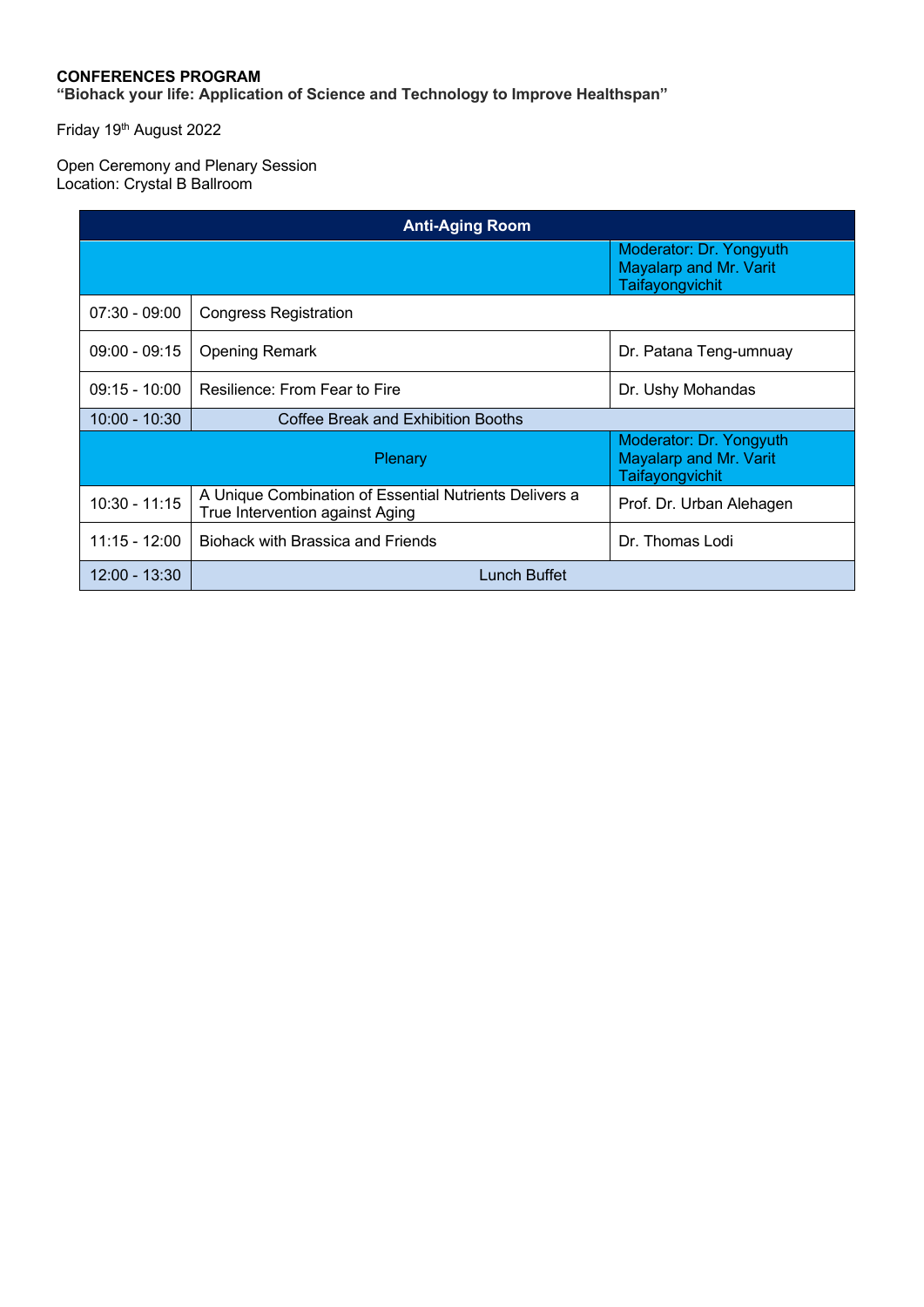**CONFERENCES PROGRAM**
**“Biohack your life: Application of Science and Technology to Improve Healthspan”**

Friday 19th August 2022

Open Ceremony and Plenary Session
Location: Crystal B Ballroom

| Anti-Aging Room | | |
|---|---|---|
| | | Moderator: Dr. Yongyuth Mayalarp and Mr. Varit Taifayongvichit |
| 07:30 - 09:00 | Congress Registration | |
| 09:00 - 09:15 | Opening Remark | Dr. Patana Teng-umnuay |
| 09:15 - 10:00 | Resilience: From Fear to Fire | Dr. Ushy Mohandas |
| 10:00 - 10:30 | Coffee Break and Exhibition Booths | |
| Plenary | | Moderator: Dr. Yongyuth Mayalarp and Mr. Varit Taifayongvichit |
| 10:30 - 11:15 | A Unique Combination of Essential Nutrients Delivers a True Intervention against Aging | Prof. Dr. Urban Alehagen |
| 11:15 - 12:00 | Biohack with Brassica and Friends | Dr. Thomas Lodi |
| 12:00 - 13:30 | Lunch Buffet | |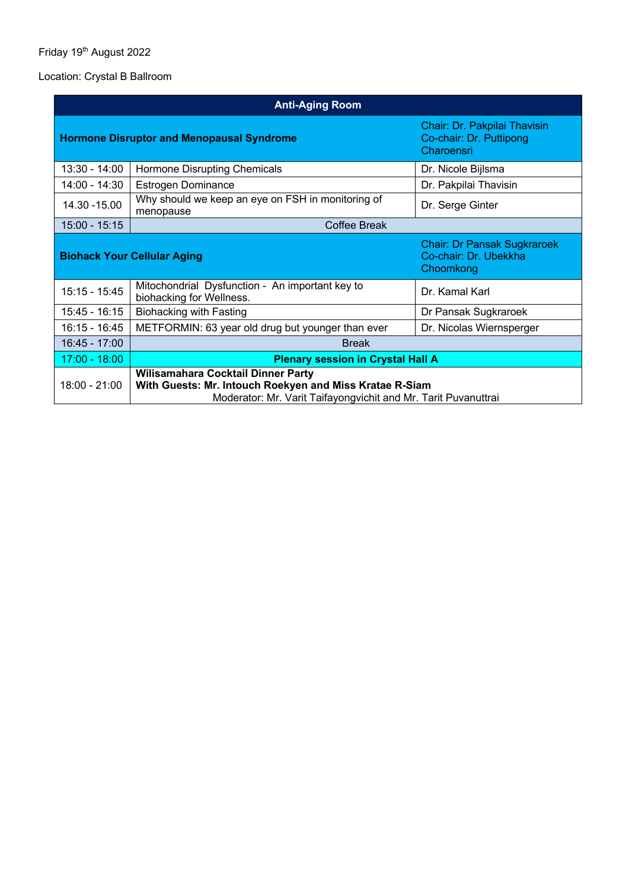Friday 19th August 2022

Location: Crystal B Ballroom

| Anti-Aging Room | | |
|---|---|---|
| **Hormone Disruptor and Menopausal Syndrome** | | Chair: Dr. Pakpilai Thavisin<br>Co-chair: Dr. Puttipong Charoensri |
| 13:30 - 14:00 | Hormone Disrupting Chemicals | Dr. Nicole Bijlsma |
| 14:00 - 14:30 | Estrogen Dominance | Dr. Pakpilai Thavisin |
| 14.30 -15.00 | Why should we keep an eye on FSH in monitoring of menopause | Dr. Serge Ginter |
| 15:00 - 15:15 | Coffee Break | |
| **Biohack Your Cellular Aging** | | Chair: Dr Pansak Sugkraroek<br>Co-chair: Dr. Ubekkha Choomkong |
| 15:15 - 15:45 | Mitochondrial Dysfunction - An important key to biohacking for Wellness. | Dr. Kamal Karl |
| 15:45 - 16:15 | Biohacking with Fasting | Dr Pansak Sugkraroek |
| 16:15 - 16:45 | METFORMIN: 63 year old drug but younger than ever | Dr. Nicolas Wiernsperger |
| 16:45 - 17:00 | Break | |
| 17:00 - 18:00 | **Plenary session in Crystal Hall A** | |
| 18:00 - 21:00 | **Wilisamahara Cocktail Dinner Party**<br>**With Guests: Mr. Intouch Roekyen and Miss Kratae R-Siam**<br>Moderator: Mr. Varit Taifayongvichit and Mr. Tarit Puvanuttrai | |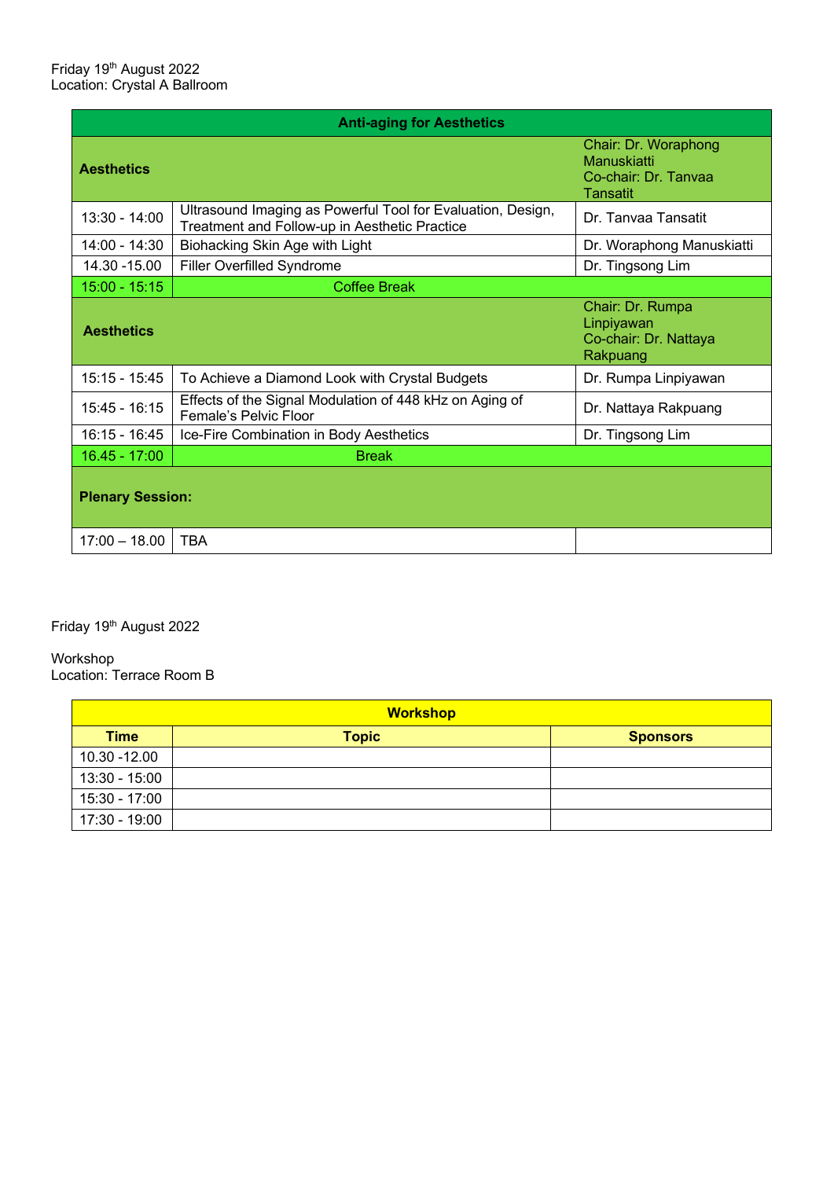Friday 19th August 2022
Location: Crystal A Ballroom

| Anti-aging for Aesthetics | | |
|---|---|---|
| **Aesthetics** | | Chair: Dr. Woraphong Manuskiatti<br>Co-chair: Dr. Tanvaa Tansatit |
| 13:30 - 14:00 | Ultrasound Imaging as Powerful Tool for Evaluation, Design, Treatment and Follow-up in Aesthetic Practice | Dr. Tanvaa Tansatit |
| 14:00 - 14:30 | Biohacking Skin Age with Light | Dr. Woraphong Manuskiatti |
| 14.30 -15.00 | Filler Overfilled Syndrome | Dr. Tingsong Lim |
| 15:00 - 15:15 | Coffee Break | |
| **Aesthetics** | | Chair: Dr. Rumpa Linpiyawan<br>Co-chair: Dr. Nattaya Rakpuang |
| 15:15 - 15:45 | To Achieve a Diamond Look with Crystal Budgets | Dr. Rumpa Linpiyawan |
| 15:45 - 16:15 | Effects of the Signal Modulation of 448 kHz on Aging of Female's Pelvic Floor | Dr. Nattaya Rakpuang |
| 16:15 - 16:45 | Ice-Fire Combination in Body Aesthetics | Dr. Tingsong Lim |
| 16.45 - 17:00 | Break | |
| **Plenary Session:** | | |
| 17:00 – 18.00 | TBA | |

Friday 19th August 2022

Workshop
Location: Terrace Room B

| Workshop | | |
|---|---|---|
| **Time** | **Topic** | **Sponsors** |
| 10.30 -12.00 | | |
| 13:30 - 15:00 | | |
| 15:30 - 17:00 | | |
| 17:30 - 19:00 | | |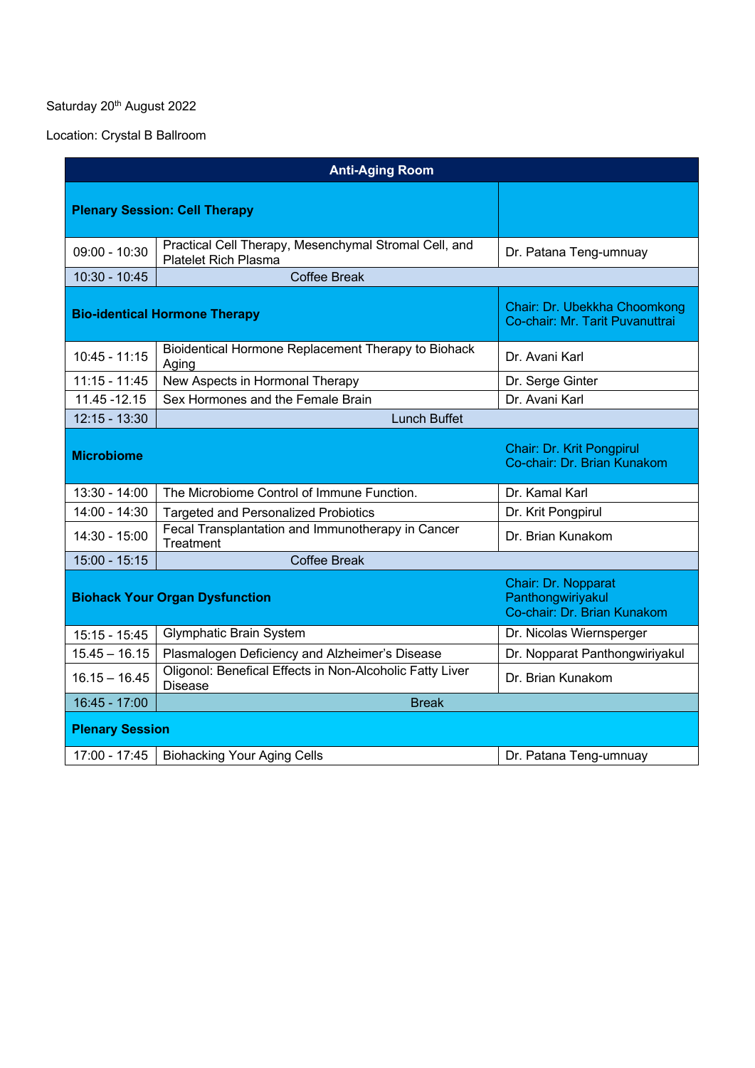Saturday 20th August 2022

Location: Crystal B Ballroom

| Anti-Aging Room | | |
|---|---|---|
| **Plenary Session: Cell Therapy** | | |
| 09:00 - 10:30 | Practical Cell Therapy, Mesenchymal Stromal Cell, and Platelet Rich Plasma | Dr. Patana Teng-umnuay |
| 10:30 - 10:45 | Coffee Break | |
| **Bio-identical Hormone Therapy** | | Chair: Dr. Ubekkha Choomkong<br>Co-chair: Mr. Tarit Puvanuttrai |
| 10:45 - 11:15 | Bioidentical Hormone Replacement Therapy to Biohack Aging | Dr. Avani Karl |
| 11:15 - 11:45 | New Aspects in Hormonal Therapy | Dr. Serge Ginter |
| 11.45 -12.15 | Sex Hormones and the Female Brain | Dr. Avani Karl |
| 12:15 - 13:30 | Lunch Buffet | |
| **Microbiome** | | Chair: Dr. Krit Pongpirul<br>Co-chair: Dr. Brian Kunakom |
| 13:30 - 14:00 | The Microbiome Control of Immune Function. | Dr. Kamal Karl |
| 14:00 - 14:30 | Targeted and Personalized Probiotics | Dr. Krit Pongpirul |
| 14:30 - 15:00 | Fecal Transplantation and Immunotherapy in Cancer Treatment | Dr. Brian Kunakom |
| 15:00 - 15:15 | Coffee Break | |
| **Biohack Your Organ Dysfunction** | | Chair: Dr. Nopparat Panthongwiriyakul<br>Co-chair: Dr. Brian Kunakom |
| 15:15 - 15:45 | Glymphatic Brain System | Dr. Nicolas Wiernsperger |
| 15.45 – 16.15 | Plasmalogen Deficiency and Alzheimer's Disease | Dr. Nopparat Panthongwiriyakul |
| 16.15 – 16.45 | Oligonol: Benefical Effects in Non-Alcoholic Fatty Liver Disease | Dr. Brian Kunakom |
| 16:45 - 17:00 | Break | |
| **Plenary Session** | | |
| 17:00 - 17:45 | Biohacking Your Aging Cells | Dr. Patana Teng-umnuay |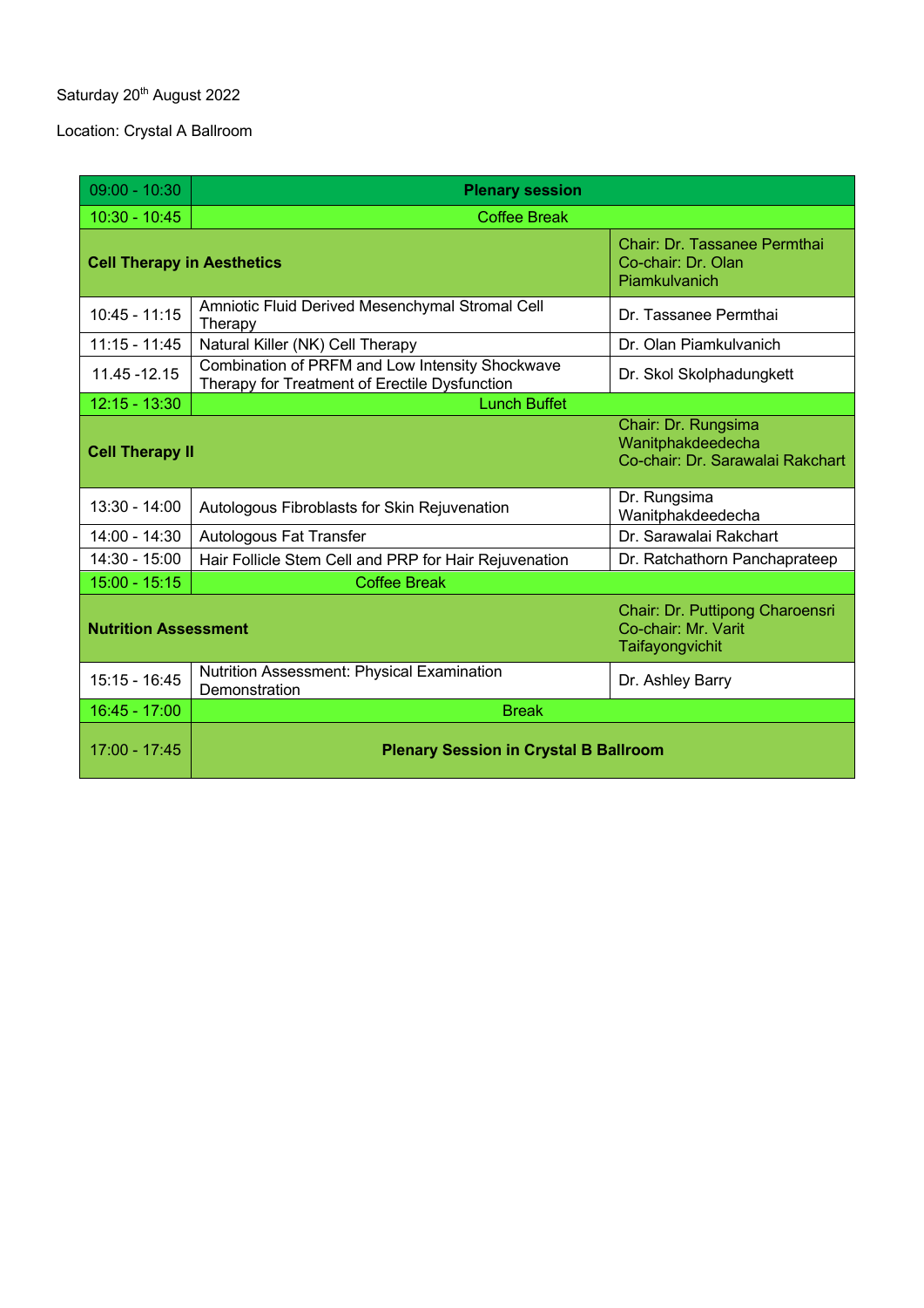Saturday 20th August 2022

Location: Crystal A Ballroom

| 09:00 - 10:30 | **Plenary session** | |
| --- | --- | --- |
| 10:30 - 10:45 | Coffee Break | |
| **Cell Therapy in Aesthetics** | | Chair: Dr. Tassanee Permthai<br>Co-chair: Dr. Olan Piamkulvanich |
| 10:45 - 11:15 | Amniotic Fluid Derived Mesenchymal Stromal Cell Therapy | Dr. Tassanee Permthai |
| 11:15 - 11:45 | Natural Killer (NK) Cell Therapy | Dr. Olan Piamkulvanich |
| 11.45 -12.15 | Combination of PRFM and Low Intensity Shockwave Therapy for Treatment of Erectile Dysfunction | Dr. Skol Skolphadungkett |
| 12:15 - 13:30 | Lunch Buffet | |
| **Cell Therapy II** | | Chair: Dr. Rungsima Wanitphakdeedecha<br>Co-chair: Dr. Sarawalai Rakchart |
| 13:30 - 14:00 | Autologous Fibroblasts for Skin Rejuvenation | Dr. Rungsima Wanitphakdeedecha |
| 14:00 - 14:30 | Autologous Fat Transfer | Dr. Sarawalai Rakchart |
| 14:30 - 15:00 | Hair Follicle Stem Cell and PRP for Hair Rejuvenation | Dr. Ratchathorn Panchaprateep |
| 15:00 - 15:15 | Coffee Break | |
| **Nutrition Assessment** | | Chair: Dr. Puttipong Charoensri<br>Co-chair: Mr. Varit Taifayongvichit |
| 15:15 - 16:45 | Nutrition Assessment: Physical Examination Demonstration | Dr. Ashley Barry |
| 16:45 - 17:00 | Break | |
| 17:00 - 17:45 | **Plenary Session in Crystal B Ballroom** | |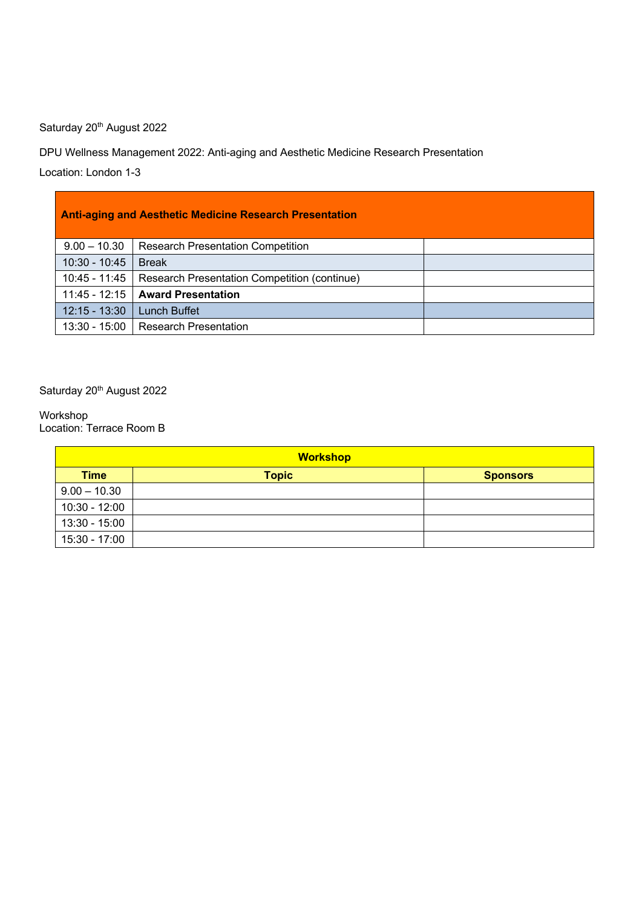Saturday 20th August 2022

DPU Wellness Management 2022: Anti-aging and Aesthetic Medicine Research Presentation

Location: London 1-3

| **Anti-aging and Aesthetic Medicine Research Presentation** | | |
|---|---|---|
| 9.00 – 10.30 | Research Presentation Competition | |
| 10:30 - 10:45 | Break | |
| 10:45 - 11:45 | Research Presentation Competition (continue) | |
| 11:45 - 12:15 | **Award Presentation** | |
| 12:15 - 13:30 | Lunch Buffet | |
| 13:30 - 15:00 | Research Presentation | |

Saturday 20th August 2022

Workshop
Location: Terrace Room B

| **Workshop** | | |
|---|---|---|
| **Time** | **Topic** | **Sponsors** |
| 9.00 – 10.30 | | |
| 10:30 - 12:00 | | |
| 13:30 - 15:00 | | |
| 15:30 - 17:00 | | |